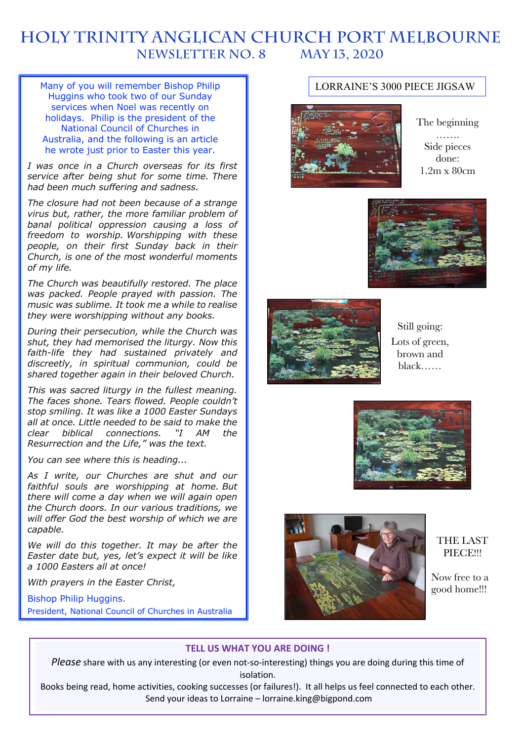# HOLY TRINITY ANGLICAN CHURCH PORT MELBOURNE

## NEWSLETTER NO. 8 MAY 13, 2020

Many of you will remember Bishop Philip Huggins who took two of our Sunday services when Noel was recently on holidays. Philip is the president of the National Council of Churches in Australia, and the following is an article he wrote just prior to Easter this year.

*I was once in a Church overseas for its first service after being shut for some time. There had been much suffering and sadness.*

*The closure had not been because of a strange virus but, rather, the more familiar problem of banal political oppression causing a loss of freedom to worship. Worshipping with these people, on their first Sunday back in their Church, is one of the most wonderful moments of my life.*

*The Church was beautifully restored. The place was packed. People prayed with passion. The music was sublime. It took me a while to realise they were worshipping without any books.*

*During their persecution, while the Church was shut, they had memorised the liturgy. Now this faith-life they had sustained privately and discreetly, in spiritual communion, could be shared together again in their beloved Church.*

*This was sacred liturgy in the fullest meaning. The faces shone. Tears flowed. People couldn't stop smiling. It was like a 1000 Easter Sundays all at once. Little needed to be said to make the clear biblical connections. "I AM the Resurrection and the Life," was the text.*

*You can see where this is heading...*

*As I write, our Churches are shut and our faithful souls are worshipping at home. But there will come a day when we will again open the Church doors. In our various traditions, we will offer God the best worship of which we are capable.*

*We will do this together. It may be after the Easter date but, yes, let's expect it will be like a 1000 Easters all at once!*

*With prayers in the Easter Christ,*

Bishop Philip Huggins.
President, National Council of Churches in Australia

## LORRAINE'S 3000 PIECE JIGSAW

The beginning ……. Side pieces done: 1.2m x 80cm

Still going: Lots of green, brown and black……

THE LAST PIECE!!!

Now free to a good home!!!

### TELL US WHAT YOU ARE DOING !

*Please* share with us any interesting (or even not-so-interesting) things you are doing during this time of isolation.

Books being read, home activities, cooking successes (or failures!). It all helps us feel connected to each other.

Send your ideas to Lorraine – lorraine.king@bigpond.com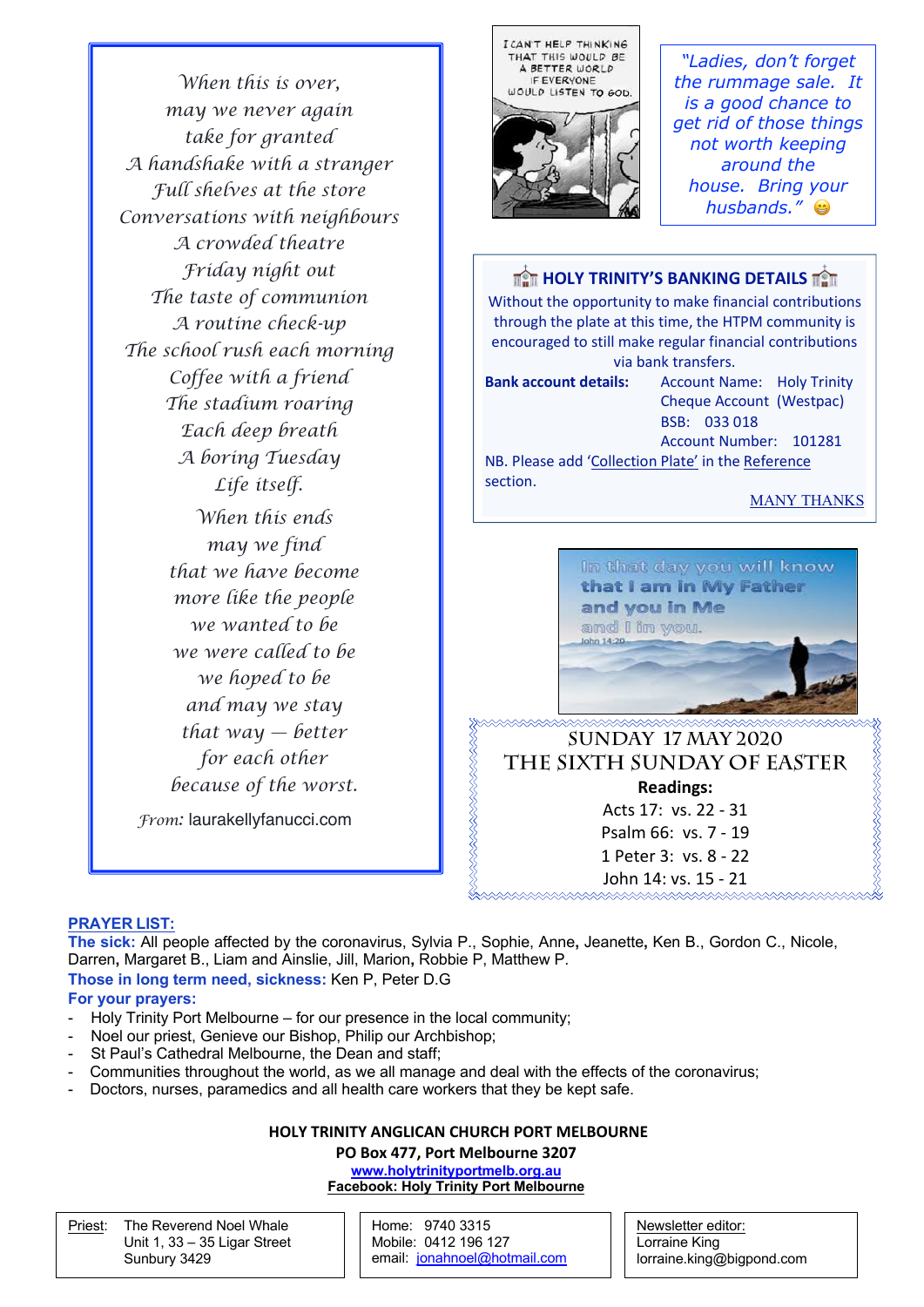*When this is over,*
*may we never again*
*take for granted*
*A handshake with a stranger*
*Full shelves at the store*
*Conversations with neighbours*
*A crowded theatre*
*Friday night out*
*The taste of communion*
*A routine check-up*
*The school rush each morning*
*Coffee with a friend*
*The stadium roaring*
*Each deep breath*
*A boring Tuesday*
*Life itself.*

*When this ends*
*may we find*
*that we have become*
*more like the people*
*we wanted to be*
*we were called to be*
*we hoped to be*
*and may we stay*
*that way — better*
*for each other*
*because of the worst.*

*From:* laurakellyfanucci.com

*"Ladies, don't forget the rummage sale. It is a good chance to get rid of those things not worth keeping around the house. Bring your husbands."* 😁

## HOLY TRINITY'S BANKING DETAILS

Without the opportunity to make financial contributions through the plate at this time, the HTPM community is encouraged to still make regular financial contributions via bank transfers.

**Bank account details:** Account Name: Holy Trinity Cheque Account (Westpac)
BSB: 033 018
Account Number: 101281

NB. Please add 'Collection Plate' in the Reference section.

MANY THANKS

## SUNDAY 17 MAY 2020
## THE SIXTH SUNDAY OF EASTER

**Readings:**
Acts 17: vs. 22 - 31
Psalm 66: vs. 7 - 19
1 Peter 3: vs. 8 - 22
John 14: vs. 15 - 21

**PRAYER LIST:**

**The sick:** All people affected by the coronavirus, Sylvia P., Sophie, Anne, Jeanette, Ken B., Gordon C., Nicole, Darren, Margaret B., Liam and Ainslie, Jill, Marion, Robbie P, Matthew P.

**Those in long term need, sickness:** Ken P, Peter D.G

**For your prayers:**

- Holy Trinity Port Melbourne – for our presence in the local community;
- Noel our priest, Genieve our Bishop, Philip our Archbishop;
- St Paul's Cathedral Melbourne, the Dean and staff;
- Communities throughout the world, as we all manage and deal with the effects of the coronavirus;
- Doctors, nurses, paramedics and all health care workers that they be kept safe.

**HOLY TRINITY ANGLICAN CHURCH PORT MELBOURNE**
**PO Box 477, Port Melbourne 3207**
**www.holytrinityportmelb.org.au**
**Facebook: Holy Trinity Port Melbourne**

Priest: The Reverend Noel Whale
Unit 1, 33 – 35 Ligar Street
Sunbury 3429

Home: 9740 3315
Mobile: 0412 196 127
email: jonahnoel@hotmail.com

Newsletter editor:
Lorraine King
lorraine.king@bigpond.com